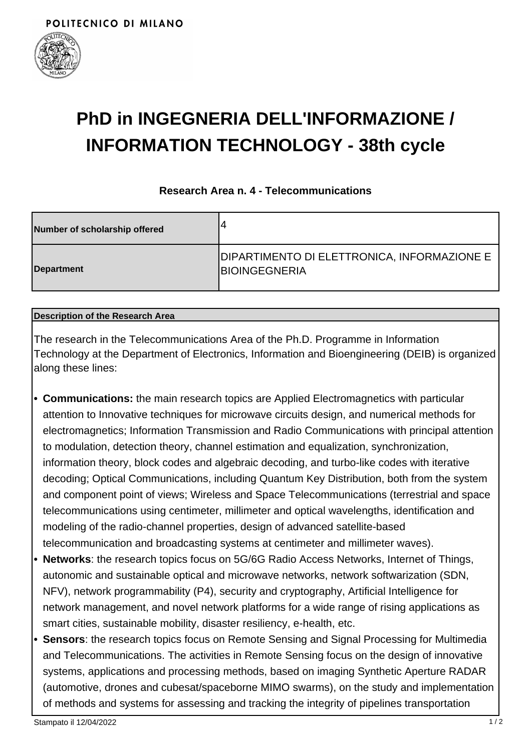POLITECNICO DI MILANO

# PhD in INGEGNERIA DELL'INFORMAZIONE / INFORMATION TECHNOLOGY - 38th cycle

### Research Area n. 4 - Telecommunications

| | |
|---|---|
| **Number of scholarship offered** | 4 |
| **Department** | DIPARTIMENTO DI ELETTRONICA, INFORMAZIONE E BIOINGEGNERIA |

**Description of the Research Area**

The research in the Telecommunications Area of the Ph.D. Programme in Information Technology at the Department of Electronics, Information and Bioengineering (DEIB) is organized along these lines:

- **Communications:** the main research topics are Applied Electromagnetics with particular attention to Innovative techniques for microwave circuits design, and numerical methods for electromagnetics; Information Transmission and Radio Communications with principal attention to modulation, detection theory, channel estimation and equalization, synchronization, information theory, block codes and algebraic decoding, and turbo-like codes with iterative decoding; Optical Communications, including Quantum Key Distribution, both from the system and component point of views; Wireless and Space Telecommunications (terrestrial and space telecommunications using centimeter, millimeter and optical wavelengths, identification and modeling of the radio-channel properties, design of advanced satellite-based telecommunication and broadcasting systems at centimeter and millimeter waves).
- **Networks**: the research topics focus on 5G/6G Radio Access Networks, Internet of Things, autonomic and sustainable optical and microwave networks, network softwarization (SDN, NFV), network programmability (P4), security and cryptography, Artificial Intelligence for network management, and novel network platforms for a wide range of rising applications as smart cities, sustainable mobility, disaster resiliency, e-health, etc.
- **Sensors**: the research topics focus on Remote Sensing and Signal Processing for Multimedia and Telecommunications. The activities in Remote Sensing focus on the design of innovative systems, applications and processing methods, based on imaging Synthetic Aperture RADAR (automotive, drones and cubesat/spaceborne MIMO swarms), on the study and implementation of methods and systems for assessing and tracking the integrity of pipelines transportation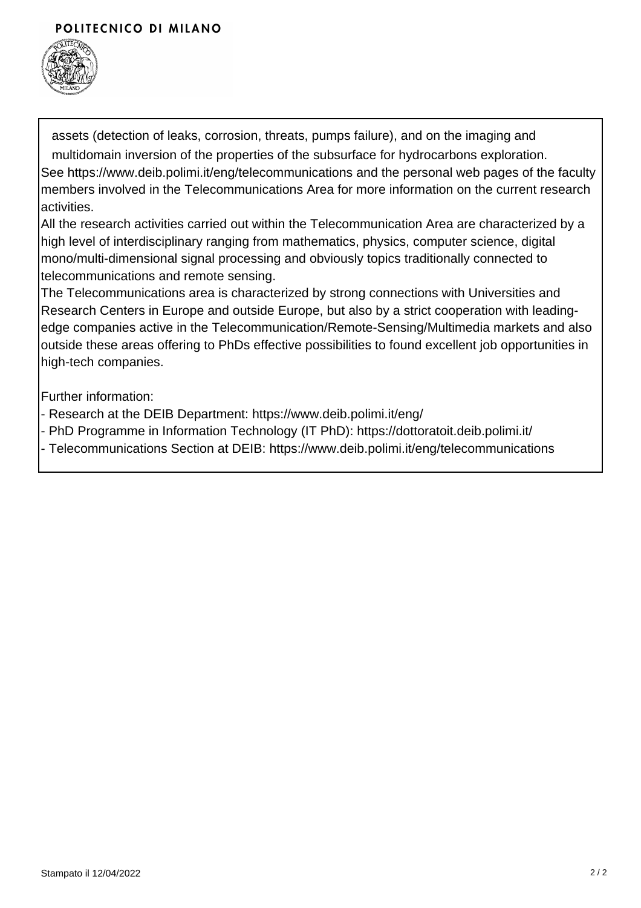assets (detection of leaks, corrosion, threats, pumps failure), and on the imaging and multidomain inversion of the properties of the subsurface for hydrocarbons exploration.

See https://www.deib.polimi.it/eng/telecommunications and the personal web pages of the faculty members involved in the Telecommunications Area for more information on the current research activities.

All the research activities carried out within the Telecommunication Area are characterized by a high level of interdisciplinary ranging from mathematics, physics, computer science, digital mono/multi-dimensional signal processing and obviously topics traditionally connected to telecommunications and remote sensing.

The Telecommunications area is characterized by strong connections with Universities and Research Centers in Europe and outside Europe, but also by a strict cooperation with leading-edge companies active in the Telecommunication/Remote-Sensing/Multimedia markets and also outside these areas offering to PhDs effective possibilities to found excellent job opportunities in high-tech companies.

Further information:

- Research at the DEIB Department: https://www.deib.polimi.it/eng/
- PhD Programme in Information Technology (IT PhD): https://dottoratoit.deib.polimi.it/
- Telecommunications Section at DEIB: https://www.deib.polimi.it/eng/telecommunications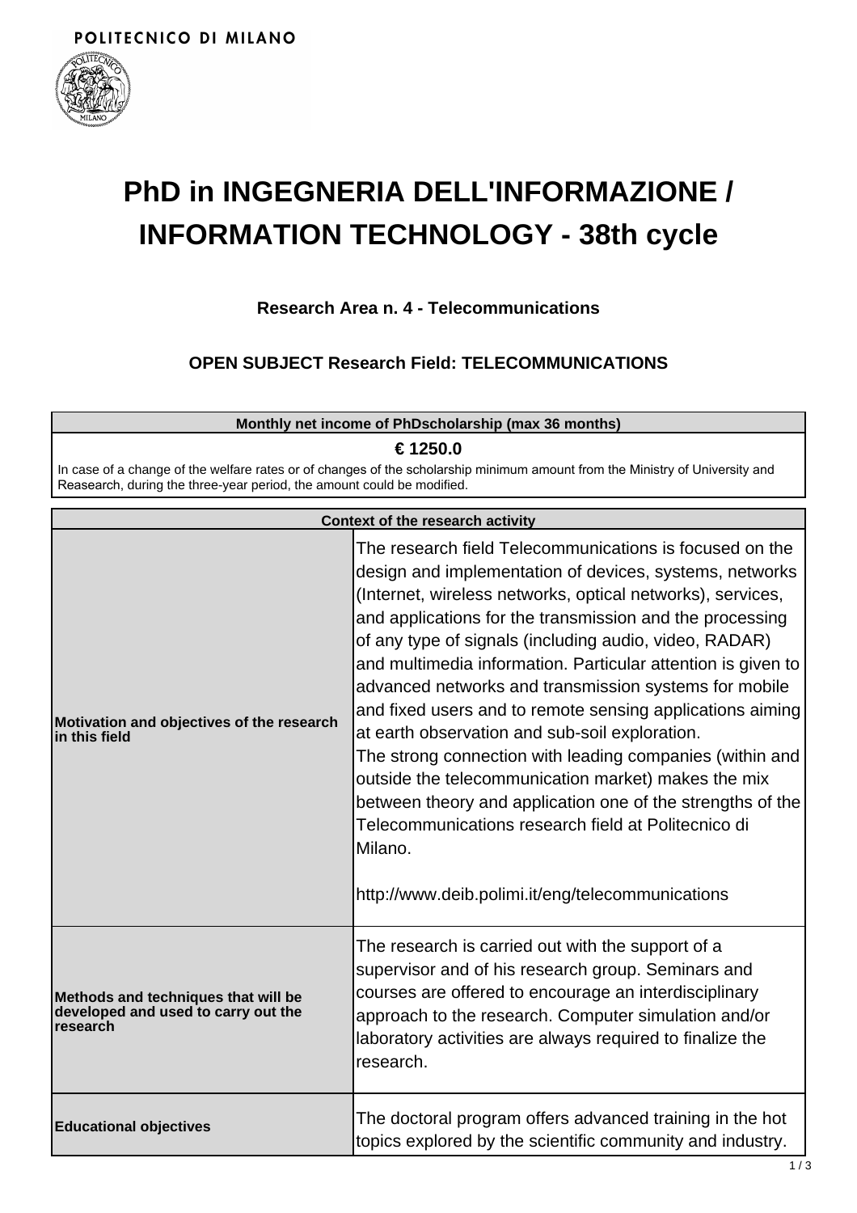POLITECNICO DI MILANO

# PhD in INGEGNERIA DELL'INFORMAZIONE / INFORMATION TECHNOLOGY - 38th cycle

### Research Area n. 4 - Telecommunications

### OPEN SUBJECT Research Field: TELECOMMUNICATIONS

| Monthly net income of PhDscholarship (max 36 months) |
| --- |
| **€ 1250.0**<br>In case of a change of the welfare rates or of changes of the scholarship minimum amount from the Ministry of University and Reasearch, during the three-year period, the amount could be modified. |

| Context of the research activity | |
| --- | --- |
| **Motivation and objectives of the research in this field** | The research field Telecommunications is focused on the design and implementation of devices, systems, networks (Internet, wireless networks, optical networks), services, and applications for the transmission and the processing of any type of signals (including audio, video, RADAR) and multimedia information. Particular attention is given to advanced networks and transmission systems for mobile and fixed users and to remote sensing applications aiming at earth observation and sub-soil exploration.<br>The strong connection with leading companies (within and outside the telecommunication market) makes the mix between theory and application one of the strengths of the Telecommunications research field at Politecnico di Milano.<br><br>http://www.deib.polimi.it/eng/telecommunications |
| **Methods and techniques that will be developed and used to carry out the research** | The research is carried out with the support of a supervisor and of his research group. Seminars and courses are offered to encourage an interdisciplinary approach to the research. Computer simulation and/or laboratory activities are always required to finalize the research. |
| **Educational objectives** | The doctoral program offers advanced training in the hot topics explored by the scientific community and industry. |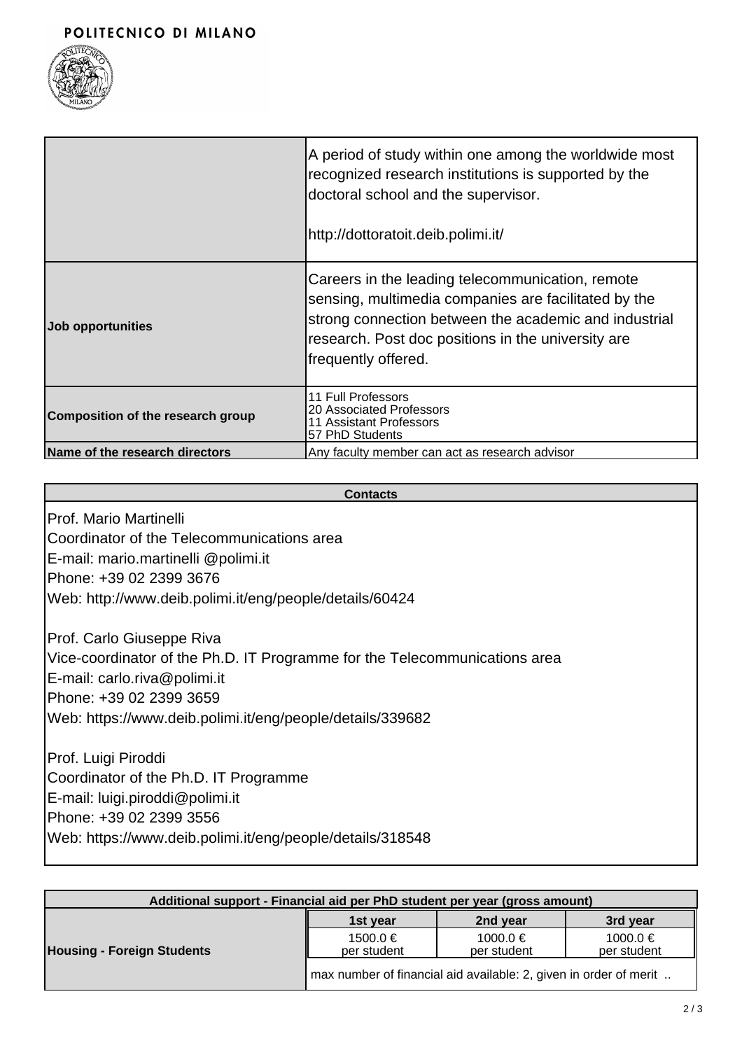POLITECNICO DI MILANO

| | |
|---|---|
| | A period of study within one among the worldwide most recognized research institutions is supported by the doctoral school and the supervisor.<br><br>http://dottoratoit.deib.polimi.it/ |
| **Job opportunities** | Careers in the leading telecommunication, remote sensing, multimedia companies are facilitated by the strong connection between the academic and industrial research. Post doc positions in the university are frequently offered. |
| **Composition of the research group** | 11 Full Professors<br>20 Associated Professors<br>11 Assistant Professors<br>57 PhD Students |
| **Name of the research directors** | Any faculty member can act as research advisor |

| **Contacts** |
|---|
| Prof. Mario Martinelli<br>Coordinator of the Telecommunications area<br>E-mail: mario.martinelli @polimi.it<br>Phone: +39 02 2399 3676<br>Web: http://www.deib.polimi.it/eng/people/details/60424<br><br>Prof. Carlo Giuseppe Riva<br>Vice-coordinator of the Ph.D. IT Programme for the Telecommunications area<br>E-mail: carlo.riva@polimi.it<br>Phone: +39 02 2399 3659<br>Web: https://www.deib.polimi.it/eng/people/details/339682<br><br>Prof. Luigi Piroddi<br>Coordinator of the Ph.D. IT Programme<br>E-mail: luigi.piroddi@polimi.it<br>Phone: +39 02 2399 3556<br>Web: https://www.deib.polimi.it/eng/people/details/318548 |

| **Additional support - Financial aid per PhD student per year (gross amount)** | | | |
|---|---|---|---|
| | **1st year** | **2nd year** | **3rd year** |
| **Housing - Foreign Students** | 1500.0 € per student | 1000.0 € per student | 1000.0 € per student |
| | max number of financial aid available: 2, given in order of merit .. | | |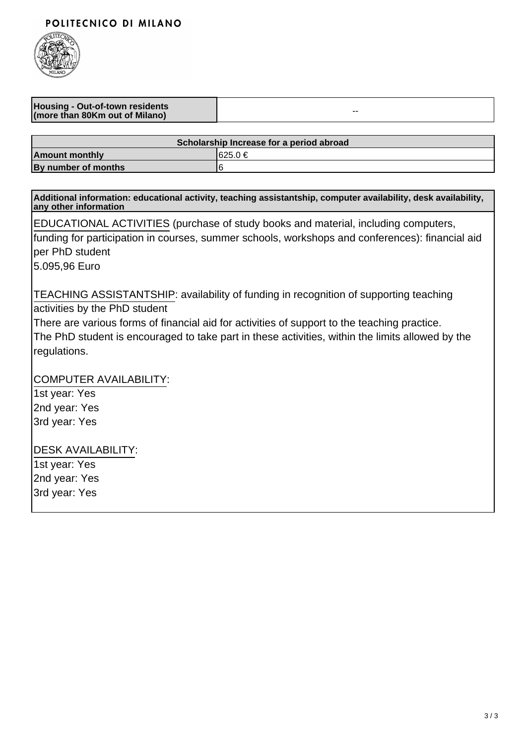| Housing - Out-of-town residents (more than 80Km out of Milano) | -- |
| --- | --- |

| Scholarship Increase for a period abroad | |
| --- | --- |
| **Amount monthly** | 625.0 € |
| **By number of months** | 6 |

**Additional information: educational activity, teaching assistantship, computer availability, desk availability, any other information**

EDUCATIONAL ACTIVITIES (purchase of study books and material, including computers, funding for participation in courses, summer schools, workshops and conferences): financial aid per PhD student
5.095,96 Euro

TEACHING ASSISTANTSHIP: availability of funding in recognition of supporting teaching activities by the PhD student
There are various forms of financial aid for activities of support to the teaching practice.
The PhD student is encouraged to take part in these activities, within the limits allowed by the regulations.

COMPUTER AVAILABILITY:
1st year: Yes
2nd year: Yes
3rd year: Yes

DESK AVAILABILITY:
1st year: Yes
2nd year: Yes
3rd year: Yes